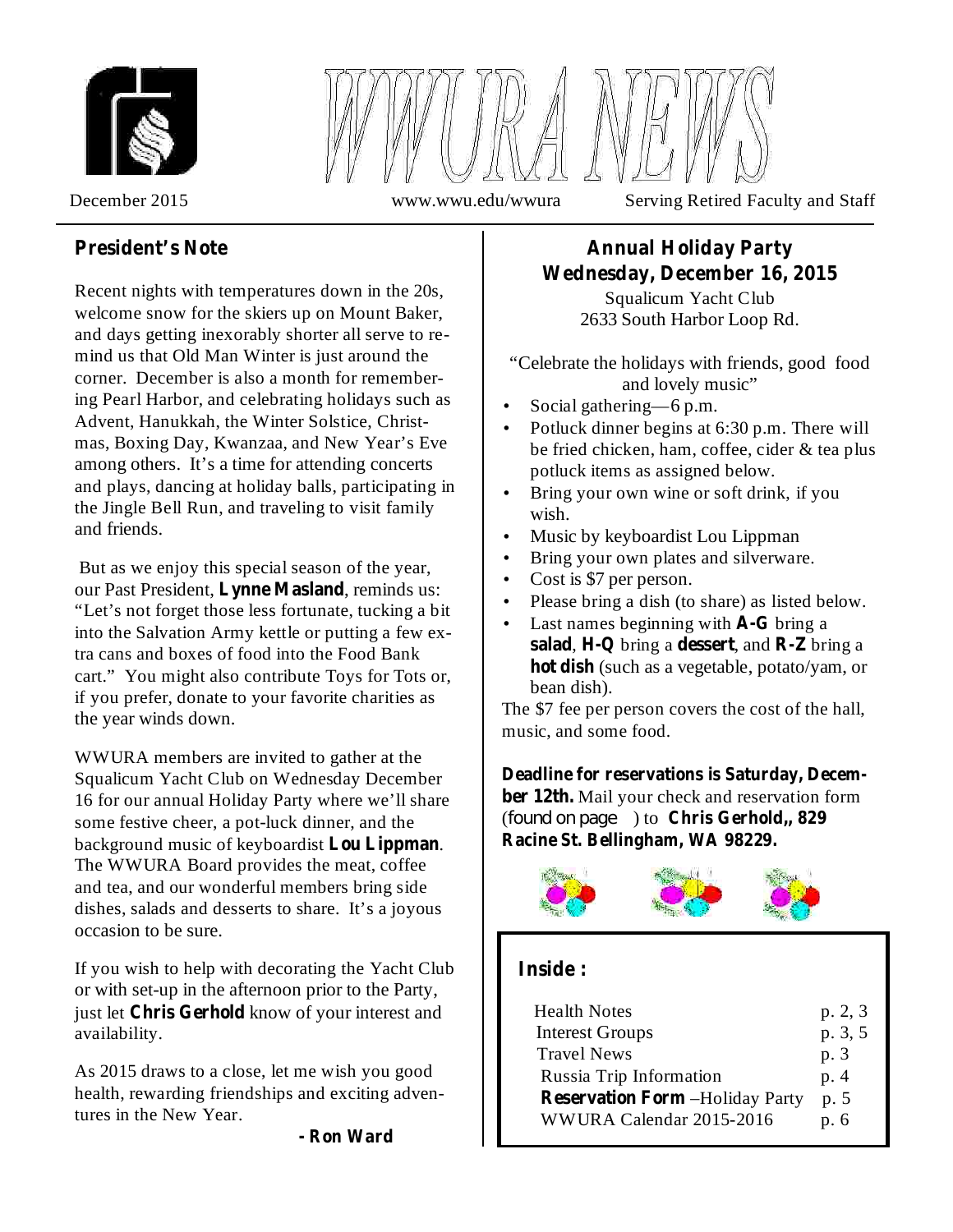# WWURA NEWS

December 2015 www.wwu.edu/wwura Serving Retired Faculty and Staff

## President's Note

Recent nights with temperatures down in the 20s, welcome snow for the skiers up on Mount Baker, and days getting inexorably shorter all serve to remind us that Old Man Winter is just around the corner. December is also a month for remembering Pearl Harbor, and celebrating holidays such as Advent, Hanukkah, the Winter Solstice, Christmas, Boxing Day, Kwanzaa, and New Year's Eve among others. It's a time for attending concerts and plays, dancing at holiday balls, participating in the Jingle Bell Run, and traveling to visit family and friends.

But as we enjoy this special season of the year, our Past President, **Lynne Masland**, reminds us: "Let's not forget those less fortunate, tucking a bit into the Salvation Army kettle or putting a few extra cans and boxes of food into the Food Bank cart." You might also contribute Toys for Tots or, if you prefer, donate to your favorite charities as the year winds down.

WWURA members are invited to gather at the Squalicum Yacht Club on Wednesday December 16 for our annual Holiday Party where we'll share some festive cheer, a pot-luck dinner, and the background music of keyboardist **Lou Lippman**. The WWURA Board provides the meat, coffee and tea, and our wonderful members bring side dishes, salads and desserts to share. It's a joyous occasion to be sure.

If you wish to help with decorating the Yacht Club or with set-up in the afternoon prior to the Party, just let **Chris Gerhold** know of your interest and availability.

As 2015 draws to a close, let me wish you good health, rewarding friendships and exciting adventures in the New Year.

**- Ron Ward**

## Annual Holiday Party
## Wednesday, December 16, 2015

Squalicum Yacht Club
2633 South Harbor Loop Rd.

"Celebrate the holidays with friends, good food and lovely music"

- Social gathering—6 p.m.
- Potluck dinner begins at 6:30 p.m. There will be fried chicken, ham, coffee, cider & tea plus potluck items as assigned below.
- Bring your own wine or soft drink, if you wish.
- Music by keyboardist Lou Lippman
- Bring your own plates and silverware.
- Cost is $7 per person.
- Please bring a dish (to share) as listed below.
- Last names beginning with **A-G** bring a **salad**, **H-Q** bring a **dessert**, and **R-Z** bring a **hot dish** (such as a vegetable, potato/yam, or bean dish).

The $7 fee per person covers the cost of the hall, music, and some food.

**Deadline for reservations is Saturday, December 12th.** Mail your check and reservation form (found on page ) to **Chris Gerhold,, 829 Racine St. Bellingham, WA 98229.**

### Inside :

| | |
|---|---|
| Health Notes | p. 2, 3 |
| Interest Groups | p. 3, 5 |
| Travel News | p. 3 |
| Russia Trip Information | p. 4 |
| **Reservation Form** –Holiday Party | p. 5 |
| WWURA Calendar 2015-2016 | p. 6 |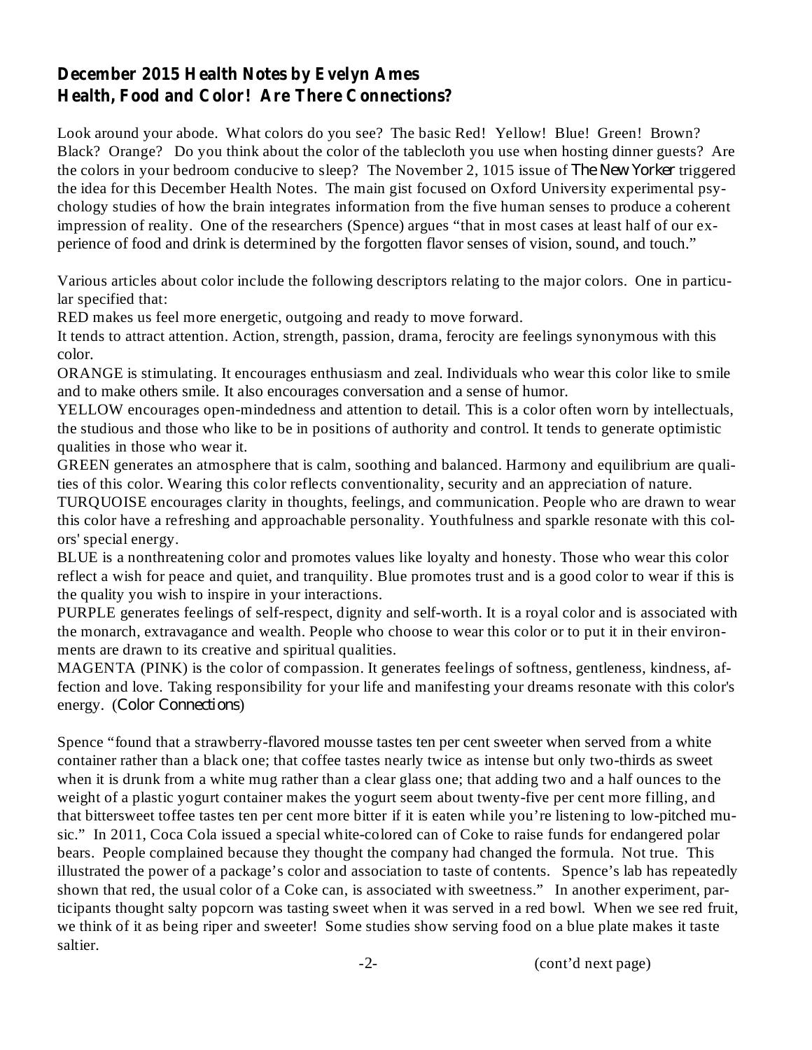## December 2015 Health Notes by Evelyn Ames
## Health, Food and Color! Are There Connections?

Look around your abode. What colors do you see? The basic Red! Yellow! Blue! Green! Brown? Black? Orange? Do you think about the color of the tablecloth you use when hosting dinner guests? Are the colors in your bedroom conducive to sleep? The November 2, 1015 issue of *The New Yorker* triggered the idea for this December Health Notes. The main gist focused on Oxford University experimental psychology studies of how the brain integrates information from the five human senses to produce a coherent impression of reality. One of the researchers (Spence) argues "that in most cases at least half of our experience of food and drink is determined by the forgotten flavor senses of vision, sound, and touch."

Various articles about color include the following descriptors relating to the major colors. One in particular specified that:

RED makes us feel more energetic, outgoing and ready to move forward.
It tends to attract attention. Action, strength, passion, drama, ferocity are feelings synonymous with this color.
ORANGE is stimulating. It encourages enthusiasm and zeal. Individuals who wear this color like to smile and to make others smile. It also encourages conversation and a sense of humor.
YELLOW encourages open-mindedness and attention to detail. This is a color often worn by intellectuals, the studious and those who like to be in positions of authority and control. It tends to generate optimistic qualities in those who wear it.
GREEN generates an atmosphere that is calm, soothing and balanced. Harmony and equilibrium are qualities of this color. Wearing this color reflects conventionality, security and an appreciation of nature.
TURQUOISE encourages clarity in thoughts, feelings, and communication. People who are drawn to wear this color have a refreshing and approachable personality. Youthfulness and sparkle resonate with this colors' special energy.
BLUE is a nonthreatening color and promotes values like loyalty and honesty. Those who wear this color reflect a wish for peace and quiet, and tranquility. Blue promotes trust and is a good color to wear if this is the quality you wish to inspire in your interactions.
PURPLE generates feelings of self-respect, dignity and self-worth. It is a royal color and is associated with the monarch, extravagance and wealth. People who choose to wear this color or to put it in their environments are drawn to its creative and spiritual qualities.
MAGENTA (PINK) is the color of compassion. It generates feelings of softness, gentleness, kindness, affection and love. Taking responsibility for your life and manifesting your dreams resonate with this color's energy. (*Color Connections*)

Spence "found that a strawberry-flavored mousse tastes ten per cent sweeter when served from a white container rather than a black one; that coffee tastes nearly twice as intense but only two-thirds as sweet when it is drunk from a white mug rather than a clear glass one; that adding two and a half ounces to the weight of a plastic yogurt container makes the yogurt seem about twenty-five per cent more filling, and that bittersweet toffee tastes ten per cent more bitter if it is eaten while you're listening to low-pitched music." In 2011, Coca Cola issued a special white-colored can of Coke to raise funds for endangered polar bears. People complained because they thought the company had changed the formula. Not true. This illustrated the power of a package's color and association to taste of contents. Spence's lab has repeatedly shown that red, the usual color of a Coke can, is associated with sweetness." In another experiment, participants thought salty popcorn was tasting sweet when it was served in a red bowl. When we see red fruit, we think of it as being riper and sweeter! Some studies show serving food on a blue plate makes it taste saltier.

(cont'd next page)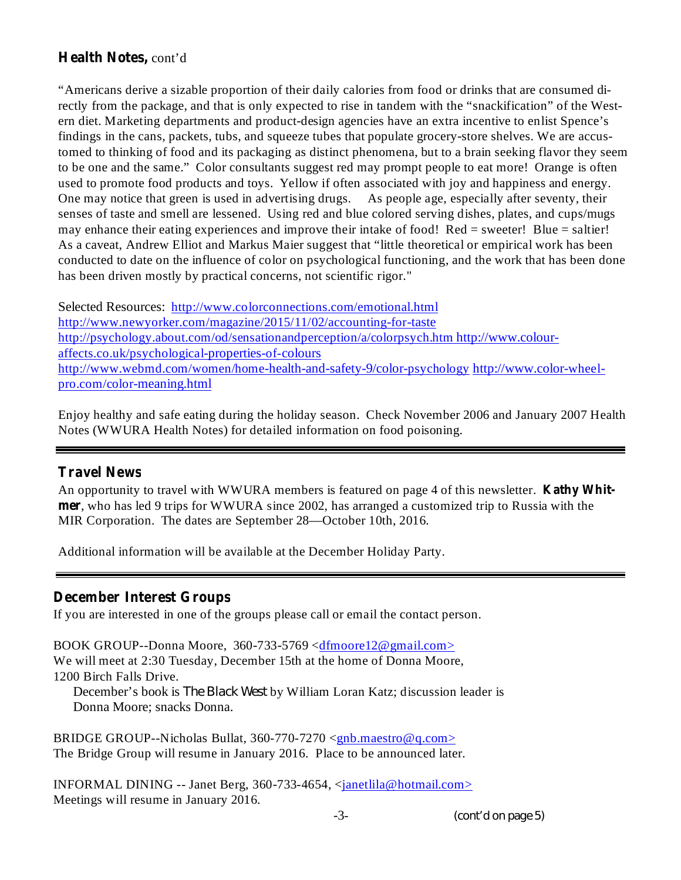## **Health Notes,** cont'd

"Americans derive a sizable proportion of their daily calories from food or drinks that are consumed directly from the package, and that is only expected to rise in tandem with the "snackification" of the Western diet. Marketing departments and product-design agencies have an extra incentive to enlist Spence's findings in the cans, packets, tubs, and squeeze tubes that populate grocery-store shelves. We are accustomed to thinking of food and its packaging as distinct phenomena, but to a brain seeking flavor they seem to be one and the same." Color consultants suggest red may prompt people to eat more! Orange is often used to promote food products and toys. Yellow if often associated with joy and happiness and energy. One may notice that green is used in advertising drugs. As people age, especially after seventy, their senses of taste and smell are lessened. Using red and blue colored serving dishes, plates, and cups/mugs may enhance their eating experiences and improve their intake of food! Red = sweeter! Blue = saltier! As a caveat, Andrew Elliot and Markus Maier suggest that "little theoretical or empirical work has been conducted to date on the influence of color on psychological functioning, and the work that has been done has been driven mostly by practical concerns, not scientific rigor."

Selected Resources: http://www.colorconnections.com/emotional.html
http://www.newyorker.com/magazine/2015/11/02/accounting-for-taste
http://psychology.about.com/od/sensationandperception/a/colorpsych.htm http://www.colour-affects.co.uk/psychological-properties-of-colours
http://www.webmd.com/women/home-health-and-safety-9/color-psychology http://www.color-wheel-pro.com/color-meaning.html

Enjoy healthy and safe eating during the holiday season. Check November 2006 and January 2007 Health Notes (WWURA Health Notes) for detailed information on food poisoning.

---

## **Travel News**

An opportunity to travel with WWURA members is featured on page 4 of this newsletter. **Kathy Whitmer**, who has led 9 trips for WWURA since 2002, has arranged a customized trip to Russia with the MIR Corporation. The dates are September 28—October 10th, 2016.

Additional information will be available at the December Holiday Party.

---

## **December Interest Groups**

If you are interested in one of the groups please call or email the contact person.

BOOK GROUP--Donna Moore, 360-733-5769 <dfmoore12@gmail.com>
We will meet at 2:30 Tuesday, December 15th at the home of Donna Moore, 1200 Birch Falls Drive.
December's book is *The Black West* by William Loran Katz; discussion leader is Donna Moore; snacks Donna.

BRIDGE GROUP--Nicholas Bullat, 360-770-7270 <gnb.maestro@q.com>
The Bridge Group will resume in January 2016. Place to be announced later.

INFORMAL DINING -- Janet Berg, 360-733-4654, <janetlila@hotmail.com>
Meetings will resume in January 2016.

(cont'd on page 5)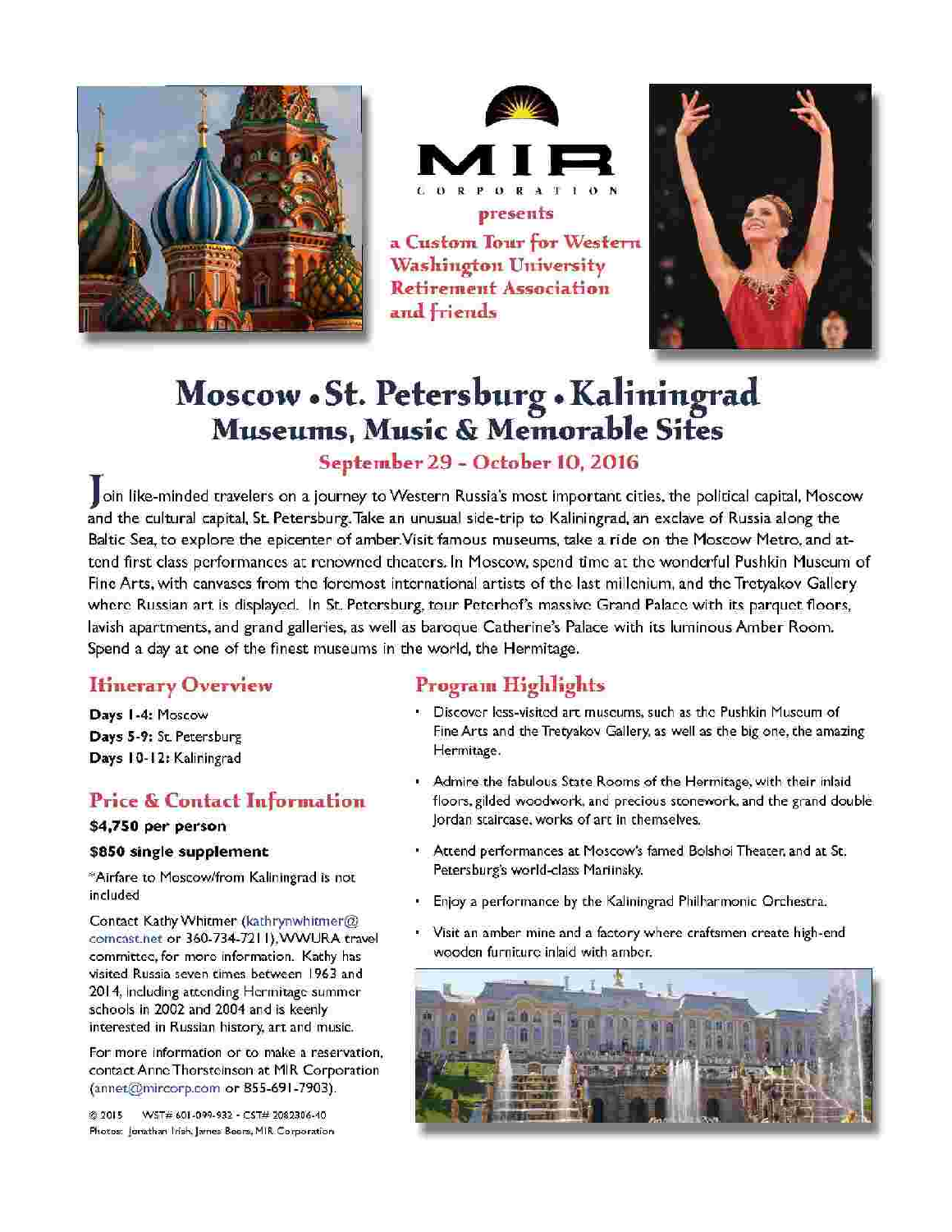MIR CORPORATION

presents

a Custom Tour for Western Washington University Retirement Association and friends

# Moscow • St. Petersburg • Kaliningrad

## Museums, Music & Memorable Sites

### September 29 - October 10, 2016

Join like-minded travelers on a journey to Western Russia's most important cities, the political capital, Moscow and the cultural capital, St. Petersburg. Take an unusual side-trip to Kaliningrad, an exclave of Russia along the Baltic Sea, to explore the epicenter of amber. Visit famous museums, take a ride on the Moscow Metro, and attend first class performances at renowned theaters. In Moscow, spend time at the wonderful Pushkin Museum of Fine Arts, with canvases from the foremost international artists of the last millenium, and the Tretyakov Gallery where Russian art is displayed. In St. Petersburg, tour Peterhof's massive Grand Palace with its parquet floors, lavish apartments, and grand galleries, as well as baroque Catherine's Palace with its luminous Amber Room. Spend a day at one of the finest museums in the world, the Hermitage.

## Itinerary Overview

**Days 1-4:** Moscow

**Days 5-9:** St. Petersburg

**Days 10-12:** Kaliningrad

## Price & Contact Information

**$4,750 per person**

**$850 single supplement**

*Airfare to Moscow/from Kaliningrad is not included

Contact Kathy Whitmer (kathrynwhitmer@comcast.net or 360-734-7211), WWURA travel committee, for more information. Kathy has visited Russia seven times between 1963 and 2014, including attending Hermitage summer schools in 2002 and 2004 and is keenly interested in Russian history, art and music.

For more information or to make a reservation, contact Anne Thorsteinson at MIR Corporation (annet@mircorp.com or 855-691-7903).

© 2015 WST# 601-099-932 - CST# 2082306-40
Photos: Jonathan Irish, James Beers, MIR Corporation

## Program Highlights

- Discover less-visited art museums, such as the Pushkin Museum of Fine Arts and the Tretyakov Gallery, as well as the big one, the amazing Hermitage.
- Admire the fabulous State Rooms of the Hermitage, with their inlaid floors, gilded woodwork, and precious stonework, and the grand double Jordan staircase, works of art in themselves.
- Attend performances at Moscow's famed Bolshoi Theater, and at St. Petersburg's world-class Mariinsky.
- Enjoy a performance by the Kaliningrad Philharmonic Orchestra.
- Visit an amber mine and a factory where craftsmen create high-end wooden furniture inlaid with amber.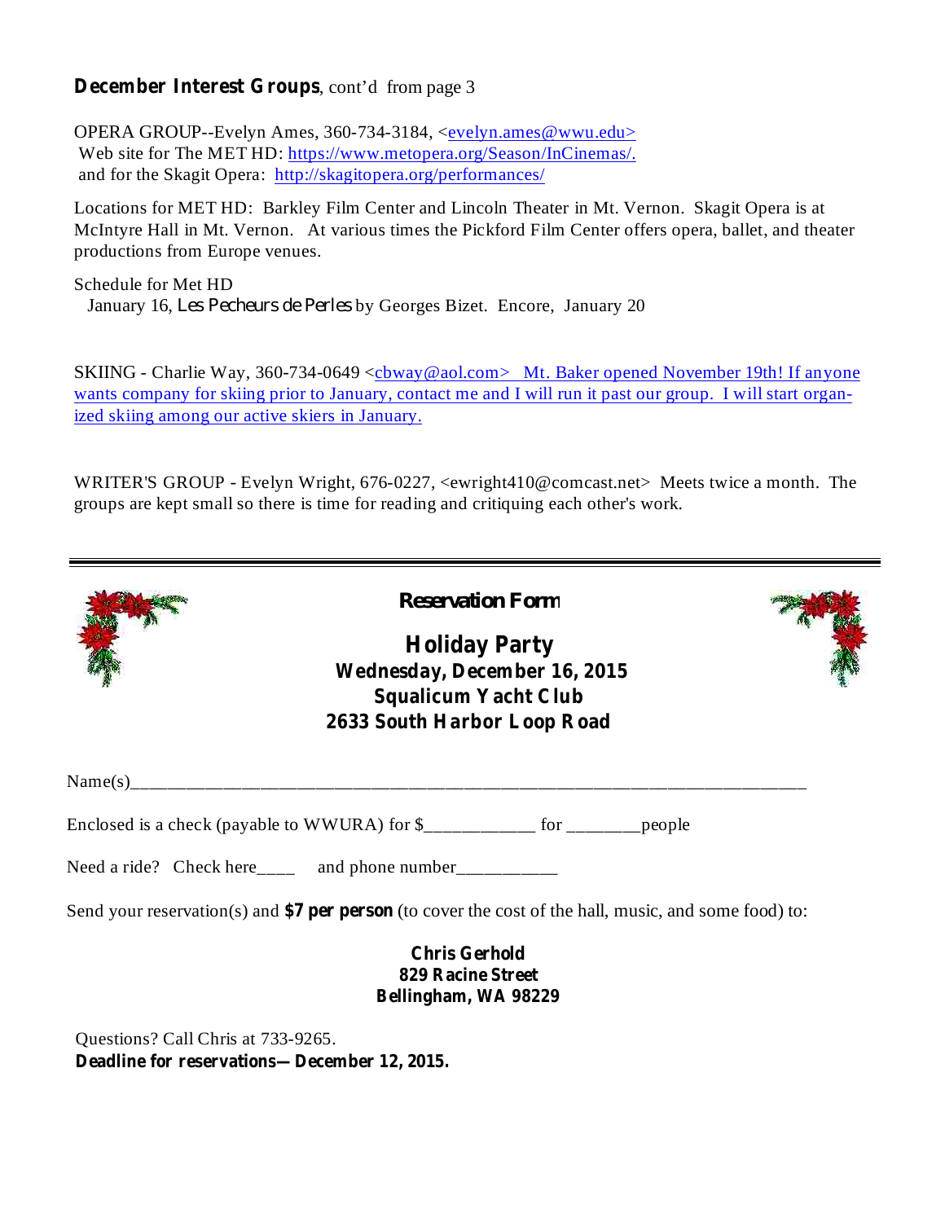**December Interest Groups**, cont'd from page 3

OPERA GROUP--Evelyn Ames, 360-734-3184, <evelyn.ames@wwu.edu>
Web site for The MET HD: https://www.metopera.org/Season/InCinemas/.
and for the Skagit Opera: http://skagitopera.org/performances/

Locations for MET HD: Barkley Film Center and Lincoln Theater in Mt. Vernon. Skagit Opera is at McIntyre Hall in Mt. Vernon. At various times the Pickford Film Center offers opera, ballet, and theater productions from Europe venues.

Schedule for Met HD
January 16, *Les Pecheurs de Perles* by Georges Bizet. Encore, January 20

SKIING - Charlie Way, 360-734-0649 <cbway@aol.com> Mt. Baker opened November 19th! If anyone wants company for skiing prior to January, contact me and I will run it past our group. I will start organized skiing among our active skiers in January.

WRITER'S GROUP - Evelyn Wright, 676-0227, <ewright410@comcast.net> Meets twice a month. The groups are kept small so there is time for reading and critiquing each other's work.

---

**Reservation Form**

## Holiday Party
**Wednesday, December 16, 2015**
**Squalicum Yacht Club**
**2633 South Harbor Loop Road**

Name(s)______________________________________________________________________

Enclosed is a check (payable to WWURA) for $____________ for ________people

Need a ride? Check here____ and phone number___________

Send your reservation(s) and **$7 per person** (to cover the cost of the hall, music, and some food) to:

**Chris Gerhold**
**829 Racine Street**
**Bellingham, WA 98229**

Questions? Call Chris at 733-9265.
**Deadline for reservations—December 12, 2015.**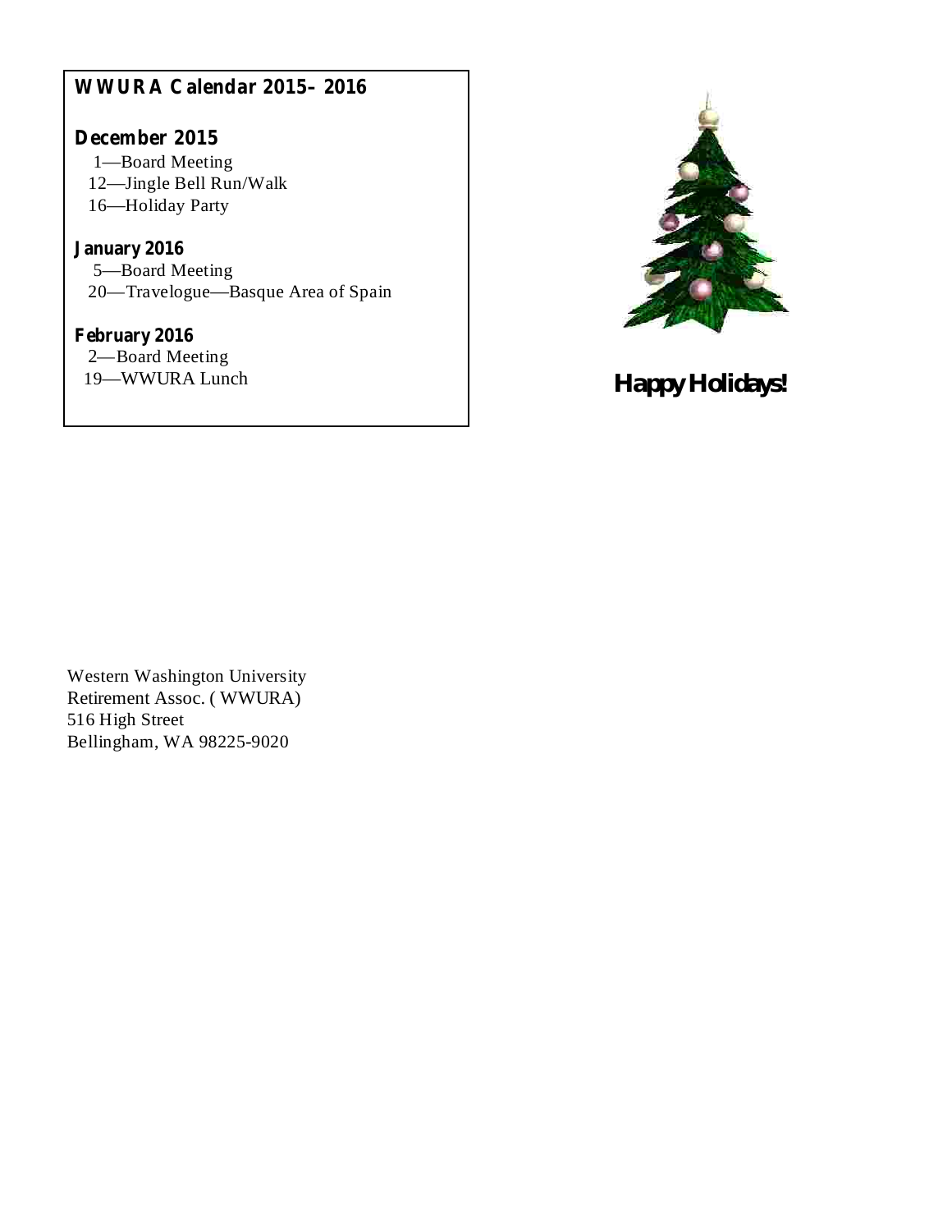## WWURA Calendar 2015– 2016

### December 2015

1—Board Meeting
12—Jingle Bell Run/Walk
16—Holiday Party

### January 2016

5—Board Meeting
20—Travelogue—Basque Area of Spain

### February 2016

2—Board Meeting
19—WWURA Lunch

**Happy Holidays!**

Western Washington University
Retirement Assoc. ( WWURA)
516 High Street
Bellingham, WA 98225-9020